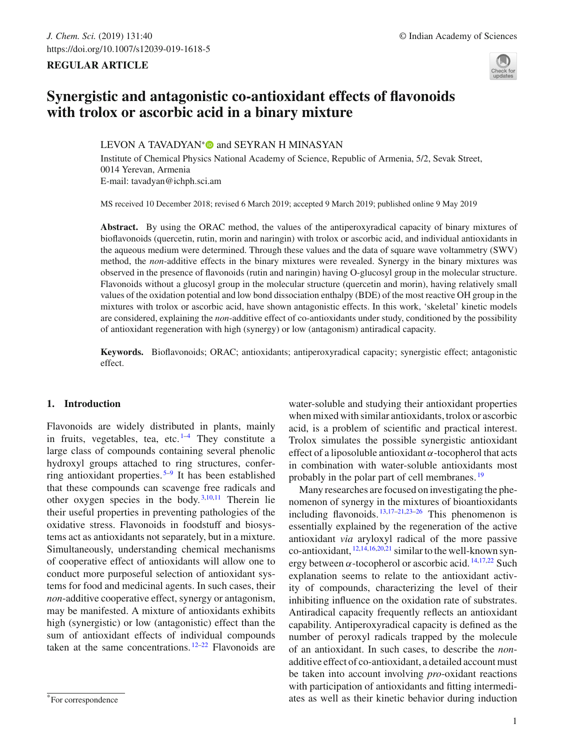REGULAR ARTICLE

# Synergistic and antagonistic co-antioxidant effects of flavonoids with trolox or ascorbic acid in a binary mixture

LEVON A TAVADYAN* and SEYRAN H MINASYAN

Institute of Chemical Physics National Academy of Science, Republic of Armenia, 5/2, Sevak Street, 0014 Yerevan, Armenia
E-mail: tavadyan@ichph.sci.am

MS received 10 December 2018; revised 6 March 2019; accepted 9 March 2019; published online 9 May 2019

**Abstract.** By using the ORAC method, the values of the antiperoxyradical capacity of binary mixtures of bioflavonoids (quercetin, rutin, morin and naringin) with trolox or ascorbic acid, and individual antioxidants in the aqueous medium were determined. Through these values and the data of square wave voltammetry (SWV) method, the *non*-additive effects in the binary mixtures were revealed. Synergy in the binary mixtures was observed in the presence of flavonoids (rutin and naringin) having O-glucosyl group in the molecular structure. Flavonoids without a glucosyl group in the molecular structure (quercetin and morin), having relatively small values of the oxidation potential and low bond dissociation enthalpy (BDE) of the most reactive OH group in the mixtures with trolox or ascorbic acid, have shown antagonistic effects. In this work, 'skeletal' kinetic models are considered, explaining the *non*-additive effect of co-antioxidants under study, conditioned by the possibility of antioxidant regeneration with high (synergy) or low (antagonism) antiradical capacity.

**Keywords.** Bioflavonoids; ORAC; antioxidants; antiperoxyradical capacity; synergistic effect; antagonistic effect.

## 1. Introduction

Flavonoids are widely distributed in plants, mainly in fruits, vegetables, tea, etc.[1–4] They constitute a large class of compounds containing several phenolic hydroxyl groups attached to ring structures, conferring antioxidant properties.[5–9] It has been established that these compounds can scavenge free radicals and other oxygen species in the body.[3,10,11] Therein lie their useful properties in preventing pathologies of the oxidative stress. Flavonoids in foodstuff and biosystems act as antioxidants not separately, but in a mixture. Simultaneously, understanding chemical mechanisms of cooperative effect of antioxidants will allow one to conduct more purposeful selection of antioxidant systems for food and medicinal agents. In such cases, their *non*-additive cooperative effect, synergy or antagonism, may be manifested. A mixture of antioxidants exhibits high (synergistic) or low (antagonistic) effect than the sum of antioxidant effects of individual compounds taken at the same concentrations.[12–22] Flavonoids are water-soluble and studying their antioxidant properties when mixed with similar antioxidants, trolox or ascorbic acid, is a problem of scientific and practical interest. Trolox simulates the possible synergistic antioxidant effect of a liposoluble antioxidant $\alpha$-tocopherol that acts in combination with water-soluble antioxidants most probably in the polar part of cell membranes.[19]

Many researches are focused on investigating the phenomenon of synergy in the mixtures of bioantioxidants including flavonoids.[13,17–21,23–26] This phenomenon is essentially explained by the regeneration of the active antioxidant *via* aryloxyl radical of the more passive co-antioxidant,[12,14,16,20,21] similar to the well-known synergy between $\alpha$-tocopherol or ascorbic acid.[14,17,22] Such explanation seems to relate to the antioxidant activity of compounds, characterizing the level of their inhibiting influence on the oxidation rate of substrates. Antiradical capacity frequently reflects an antioxidant capability. Antiperoxyradical capacity is defined as the number of peroxyl radicals trapped by the molecule of an antioxidant. In such cases, to describe the *non*-additive effect of co-antioxidant, a detailed account must be taken into account involving *pro*-oxidant reactions with participation of antioxidants and fitting intermediates as well as their kinetic behavior during induction

*For correspondence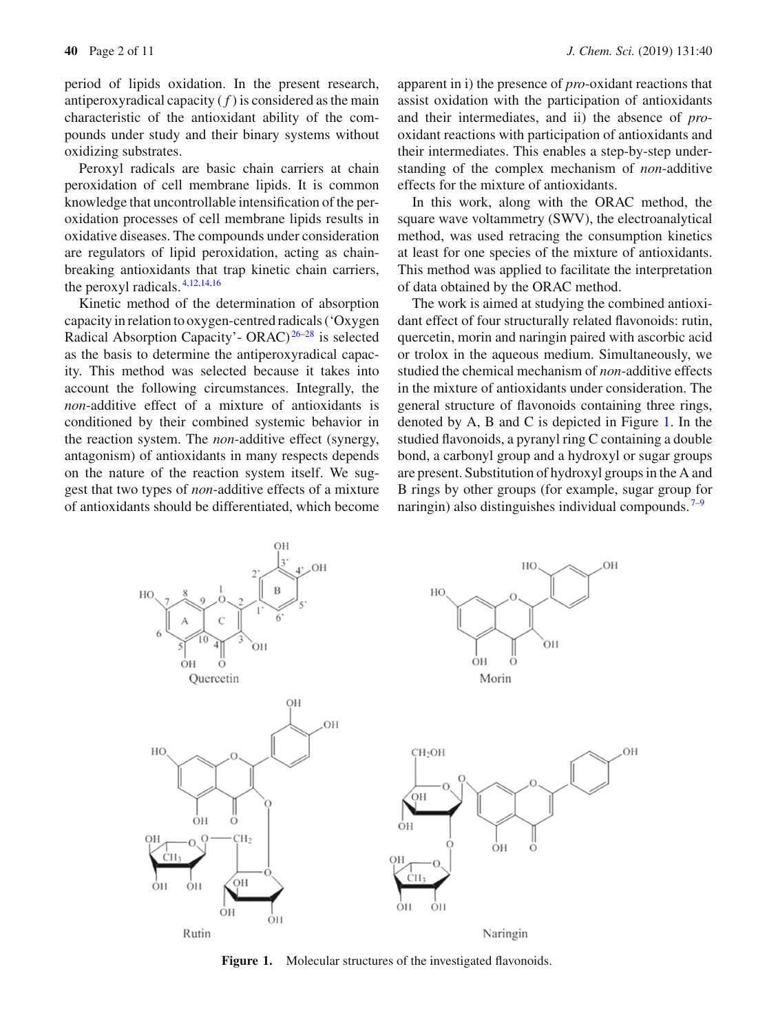period of lipids oxidation. In the present research, antiperoxyradical capacity ($f$) is considered as the main characteristic of the antioxidant ability of the compounds under study and their binary systems without oxidizing substrates.

Peroxyl radicals are basic chain carriers at chain peroxidation of cell membrane lipids. It is common knowledge that uncontrollable intensification of the peroxidation processes of cell membrane lipids results in oxidative diseases. The compounds under consideration are regulators of lipid peroxidation, acting as chain-breaking antioxidants that trap kinetic chain carriers, the peroxyl radicals.[4,12,14,16]

Kinetic method of the determination of absorption capacity in relation to oxygen-centred radicals ('Oxygen Radical Absorption Capacity'- ORAC)[26–28] is selected as the basis to determine the antiperoxyradical capacity. This method was selected because it takes into account the following circumstances. Integrally, the *non*-additive effect of a mixture of antioxidants is conditioned by their combined systemic behavior in the reaction system. The *non*-additive effect (synergy, antagonism) of antioxidants in many respects depends on the nature of the reaction system itself. We suggest that two types of *non*-additive effects of a mixture of antioxidants should be differentiated, which become apparent in i) the presence of *pro*-oxidant reactions that assist oxidation with the participation of antioxidants and their intermediates, and ii) the absence of *pro*-oxidant reactions with participation of antioxidants and their intermediates. This enables a step-by-step understanding of the complex mechanism of *non*-additive effects for the mixture of antioxidants.

In this work, along with the ORAC method, the square wave voltammetry (SWV), the electroanalytical method, was used retracing the consumption kinetics at least for one species of the mixture of antioxidants. This method was applied to facilitate the interpretation of data obtained by the ORAC method.

The work is aimed at studying the combined antioxidant effect of four structurally related flavonoids: rutin, quercetin, morin and naringin paired with ascorbic acid or trolox in the aqueous medium. Simultaneously, we studied the chemical mechanism of *non*-additive effects in the mixture of antioxidants under consideration. The general structure of flavonoids containing three rings, denoted by A, B and C is depicted in Figure 1. In the studied flavonoids, a pyranyl ring C containing a double bond, a carbonyl group and a hydroxyl or sugar groups are present. Substitution of hydroxyl groups in the A and B rings by other groups (for example, sugar group for naringin) also distinguishes individual compounds.[7–9]

**Figure 1.** Molecular structures of the investigated flavonoids.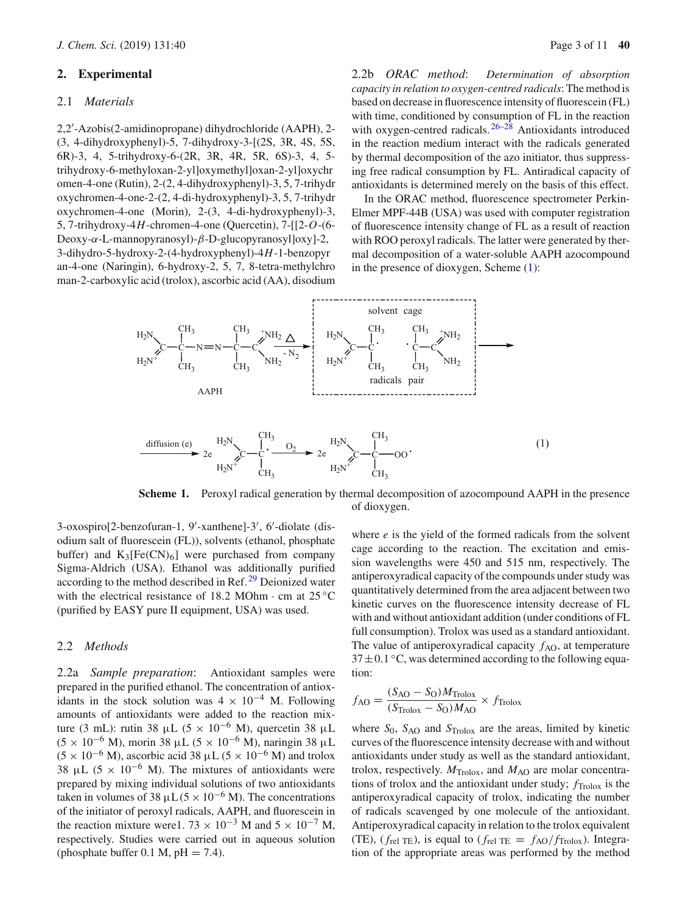## 2. Experimental

### 2.1 *Materials*

2,2′-Azobis(2-amidinopropane) dihydrochloride (AAPH), 2-(3, 4-dihydroxyphenyl)-5, 7-dihydroxy-3-[(2S, 3R, 4S, 5S, 6R)-3, 4, 5-trihydroxy-6-(2R, 3R, 4R, 5R, 6S)-3, 4, 5-trihydroxy-6-methyloxan-2-yl]oxymethyl]oxan-2-yl]oxychromen-4-one (Rutin), 2-(2, 4-dihydroxyphenyl)-3, 5, 7-trihydroxychromen-4-one-2-(2, 4-di-hydroxyphenyl)-3, 5, 7-trihydroxychromen-4-one (Morin), 2-(3, 4-di-hydroxyphenyl)-3, 5, 7-trihydroxy-4*H*-chromen-4-one (Quercetin), 7-[[2-*O*-(6-Deoxy-$\alpha$-L-mannopyranosyl)-$\beta$-D-glucopyranosyl]oxy]-2, 3-dihydro-5-hydroxy-2-(4-hydroxyphenyl)-4*H*-1-benzopyran-4-one (Naringin), 6-hydroxy-2, 5, 7, 8-tetra-methylchroman-2-carboxylic acid (trolox), ascorbic acid (AA), disodium 3-oxospiro[2-benzofuran-1, 9′-xanthene]-3′, 6′-diolate (disodium salt of fluorescein (FL)), solvents (ethanol, phosphate buffer) and $K_3[Fe(CN)_6]$ were purchased from company Sigma-Aldrich (USA). Ethanol was additionally purified according to the method described in Ref.[29] Deionized water with the electrical resistance of 18.2 MOhm · cm at 25 °C (purified by EASY pure II equipment, USA) was used.

### 2.2 *Methods*

2.2a *Sample preparation*: Antioxidant samples were prepared in the purified ethanol. The concentration of antioxidants in the stock solution was $4 \times 10^{-4}$ M. Following amounts of antioxidants were added to the reaction mixture (3 mL): rutin 38 μL ($5 \times 10^{-6}$ M), quercetin 38 μL ($5 \times 10^{-6}$ M), morin 38 μL ($5 \times 10^{-6}$ M), naringin 38 μL ($5 \times 10^{-6}$ M), ascorbic acid 38 μL ($5 \times 10^{-6}$ M) and trolox 38 μL ($5 \times 10^{-6}$ M). The mixtures of antioxidants were prepared by mixing individual solutions of two antioxidants taken in volumes of 38 μL ($5 \times 10^{-6}$ M). The concentrations of the initiator of peroxyl radicals, AAPH, and fluorescein in the reaction mixture were1. $73 \times 10^{-3}$ M and $5 \times 10^{-7}$ M, respectively. Studies were carried out in aqueous solution (phosphate buffer 0.1 M, pH = 7.4).

2.2b *ORAC method*: *Determination of absorption capacity in relation to oxygen-centred radicals*: The method is based on decrease in fluorescence intensity of fluorescein (FL) with time, conditioned by consumption of FL in the reaction with oxygen-centred radicals.[26–28] Antioxidants introduced in the reaction medium interact with the radicals generated by thermal decomposition of the azo initiator, thus suppressing free radical consumption by FL. Antiradical capacity of antioxidants is determined merely on the basis of this effect.

In the ORAC method, fluorescence spectrometer Perkin-Elmer MPF-44B (USA) was used with computer registration of fluorescence intensity change of FL as a result of reaction with ROO peroxyl radicals. The latter were generated by thermal decomposition of a water-soluble AAPH azocompound in the presence of dioxygen, Scheme (1):

$$\mathrm{AAPH} \xrightarrow[-N_2]{\Delta} [\text{radicals pair (solvent cage)}] \xrightarrow{\text{diffusion } (e)} 2e\ (H_2N)(H_2N^+)C{-}\dot{C}(CH_3)_2 \xrightarrow{O_2} 2e\ (H_2N)(H_2N^+)C{-}C(CH_3)_2{-}OO^{\cdot} \quad (1)$$

**Scheme 1.** Peroxyl radical generation by thermal decomposition of azocompound AAPH in the presence of dioxygen.

where *e* is the yield of the formed radicals from the solvent cage according to the reaction. The excitation and emission wavelengths were 450 and 515 nm, respectively. The antiperoxyradical capacity of the compounds under study was quantitatively determined from the area adjacent between two kinetic curves on the fluorescence intensity decrease of FL with and without antioxidant addition (under conditions of FL full consumption). Trolox was used as a standard antioxidant. The value of antiperoxyradical capacity $f_{AO}$, at temperature $37 \pm 0.1$ °C, was determined according to the following equation:

$$f_{AO} = \frac{(S_{AO} - S_O)M_{Trolox}}{(S_{Trolox} - S_O)M_{AO}} \times f_{Trolox}$$

where $S_0$, $S_{AO}$ and $S_{Trolox}$ are the areas, limited by kinetic curves of the fluorescence intensity decrease with and without antioxidants under study as well as the standard antioxidant, trolox, respectively. $M_{Trolox}$, and $M_{AO}$ are molar concentrations of trolox and the antioxidant under study; $f_{Trolox}$ is the antiperoxyradical capacity of trolox, indicating the number of radicals scavenged by one molecule of the antioxidant. Antiperoxyradical capacity in relation to the trolox equivalent (TE), ($f_{rel\ TE}$), is equal to ($f_{rel\ TE} = f_{AO}/f_{Trolox}$). Integration of the appropriate areas was performed by the method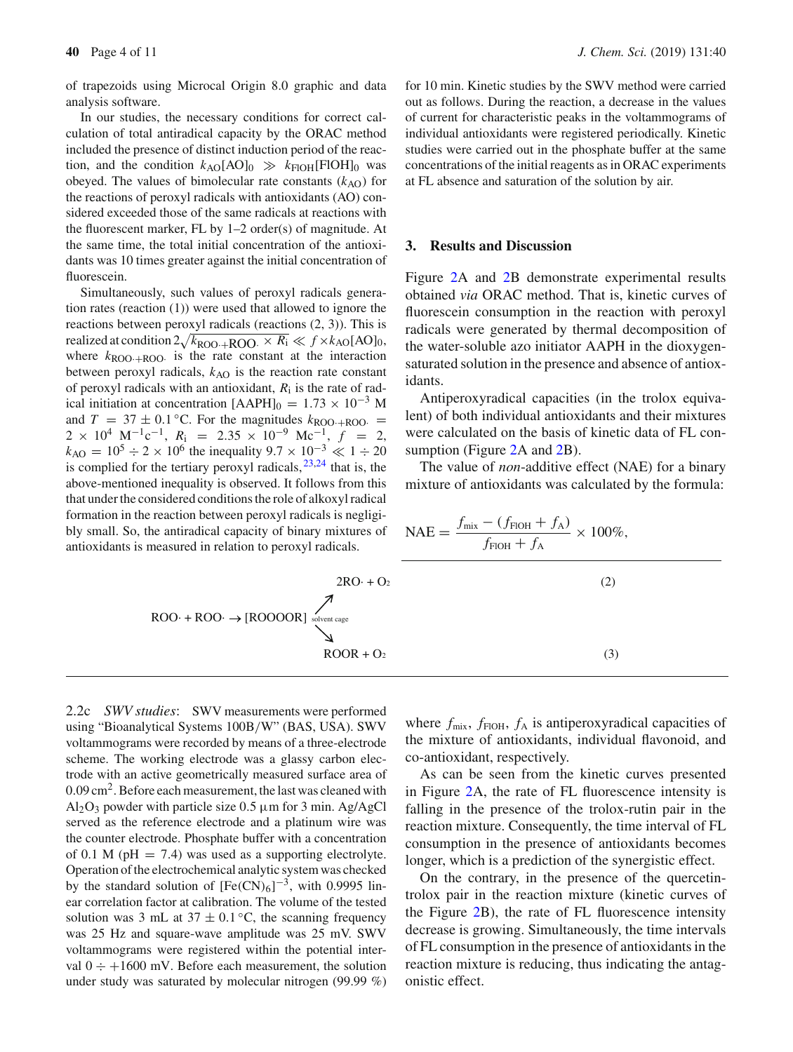of trapezoids using Microcal Origin 8.0 graphic and data analysis software.

In our studies, the necessary conditions for correct calculation of total antiradical capacity by the ORAC method included the presence of distinct induction period of the reaction, and the condition $k_{AO}[AO]_0 \gg k_{FlOH}[FlOH]_0$ was obeyed. The values of bimolecular rate constants ($k_{AO}$) for the reactions of peroxyl radicals with antioxidants (AO) considered exceeded those of the same radicals at reactions with the fluorescent marker, FL by 1–2 order(s) of magnitude. At the same time, the total initial concentration of the antioxidants was 10 times greater against the initial concentration of fluorescein.

Simultaneously, such values of peroxyl radicals generation rates (reaction (1)) were used that allowed to ignore the reactions between peroxyl radicals (reactions (2, 3)). This is realized at condition $2\sqrt{k_{ROO\cdot+ROO\cdot} \times R_i} \ll f \times k_{AO}[AO]_0$, where $k_{ROO\cdot+ROO\cdot}$ is the rate constant at the interaction between peroxyl radicals, $k_{AO}$ is the reaction rate constant of peroxyl radicals with an antioxidant, $R_i$ is the rate of radical initiation at concentration $[AAPH]_0 = 1.73 \times 10^{-3}$ M and $T = 37 \pm 0.1\,°C$. For the magnitudes $k_{ROO\cdot+ROO\cdot} = 2 \times 10^4$ M$^{-1}$c$^{-1}$, $R_i = 2.35 \times 10^{-9}$ Mc$^{-1}$, $f = 2$, $k_{AO} = 10^5 \div 2 \times 10^6$ the inequality $9.7 \times 10^{-3} \ll 1 \div 20$ is complied for the tertiary peroxyl radicals,[23,24] that is, the above-mentioned inequality is observed. It follows from this that under the considered conditions the role of alkoxyl radical formation in the reaction between peroxyl radicals is negligibly small. So, the antiradical capacity of binary mixtures of antioxidants is measured in relation to peroxyl radicals.

$$ROO\cdot + ROO\cdot \rightarrow [ROOOOR]_{\text{solvent cage}} \nearrow 2RO\cdot + O_2 \qquad (2)$$

$$ROO\cdot + ROO\cdot \rightarrow [ROOOOR]_{\text{solvent cage}} \searrow ROOR + O_2 \qquad (3)$$

2.2c *SWV studies*: SWV measurements were performed using "Bioanalytical Systems 100B/W" (BAS, USA). SWV voltammograms were recorded by means of a three-electrode scheme. The working electrode was a glassy carbon electrode with an active geometrically measured surface area of 0.09 cm$^2$. Before each measurement, the last was cleaned with $Al_2O_3$ powder with particle size 0.5 μm for 3 min. Ag/AgCl served as the reference electrode and a platinum wire was the counter electrode. Phosphate buffer with a concentration of 0.1 M (pH = 7.4) was used as a supporting electrolyte. Operation of the electrochemical analytic system was checked by the standard solution of $[Fe(CN)_6]^{-3}$, with 0.9995 linear correlation factor at calibration. The volume of the tested solution was 3 mL at $37 \pm 0.1\,°C$, the scanning frequency was 25 Hz and square-wave amplitude was 25 mV. SWV voltammograms were registered within the potential interval $0 \div +1600$ mV. Before each measurement, the solution under study was saturated by molecular nitrogen (99.99 %) for 10 min. Kinetic studies by the SWV method were carried out as follows. During the reaction, a decrease in the values of current for characteristic peaks in the voltammograms of individual antioxidants were registered periodically. Kinetic studies were carried out in the phosphate buffer at the same concentrations of the initial reagents as in ORAC experiments at FL absence and saturation of the solution by air.

## 3. Results and Discussion

Figure 2A and 2B demonstrate experimental results obtained *via* ORAC method. That is, kinetic curves of fluorescein consumption in the reaction with peroxyl radicals were generated by thermal decomposition of the water-soluble azo initiator AAPH in the dioxygen-saturated solution in the presence and absence of antioxidants.

Antiperoxyradical capacities (in the trolox equivalent) of both individual antioxidants and their mixtures were calculated on the basis of kinetic data of FL consumption (Figure 2A and 2B).

The value of *non*-additive effect (NAE) for a binary mixture of antioxidants was calculated by the formula:

$$\text{NAE} = \frac{f_{\text{mix}} - (f_{\text{FlOH}} + f_{\text{A}})}{f_{\text{FlOH}} + f_{\text{A}}} \times 100\%,$$

where $f_{mix}$, $f_{FlOH}$, $f_A$ is antiperoxyradical capacities of the mixture of antioxidants, individual flavonoid, and co-antioxidant, respectively.

As can be seen from the kinetic curves presented in Figure 2A, the rate of FL fluorescence intensity is falling in the presence of the trolox-rutin pair in the reaction mixture. Consequently, the time interval of FL consumption in the presence of antioxidants becomes longer, which is a prediction of the synergistic effect.

On the contrary, in the presence of the quercetin-trolox pair in the reaction mixture (kinetic curves of the Figure 2B), the rate of FL fluorescence intensity decrease is growing. Simultaneously, the time intervals of FL consumption in the presence of antioxidants in the reaction mixture is reducing, thus indicating the antagonistic effect.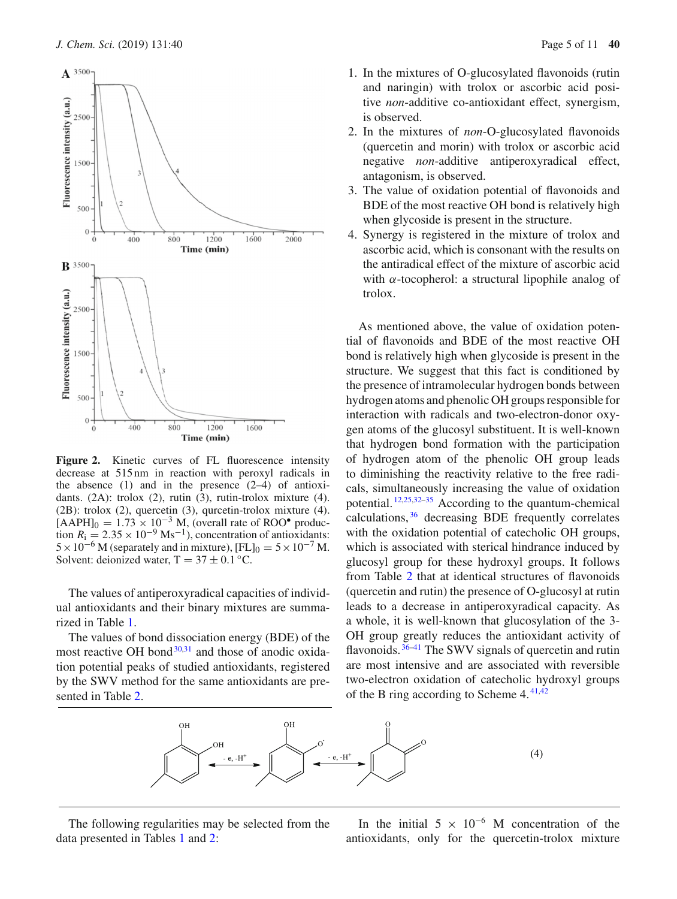**Figure 2.** Kinetic curves of FL fluorescence intensity decrease at 515 nm in reaction with peroxyl radicals in the absence (1) and in the presence (2–4) of antioxidants. (2A): trolox (2), rutin (3), rutin-trolox mixture (4). (2B): trolox (2), quercetin (3), qurcetin-trolox mixture (4). $[AAPH]_0 = 1.73 \times 10^{-3}$ M, (overall rate of $ROO^{\bullet}$ production $R_i = 2.35 \times 10^{-9}$ $Ms^{-1}$), concentration of antioxidants: $5 \times 10^{-6}$ M (separately and in mixture), $[FL]_0 = 5 \times 10^{-7}$ M. Solvent: deionized water, T = 37 ± 0.1 °C.

The values of antiperoxyradical capacities of individual antioxidants and their binary mixtures are summarized in Table 1.

The values of bond dissociation energy (BDE) of the most reactive OH bond[30,31] and those of anodic oxidation potential peaks of studied antioxidants, registered by the SWV method for the same antioxidants are presented in Table 2.

The following regularities may be selected from the data presented in Tables 1 and 2:

1. In the mixtures of O-glucosylated flavonoids (rutin and naringin) with trolox or ascorbic acid positive *non*-additive co-antioxidant effect, synergism, is observed.
2. In the mixtures of *non*-O-glucosylated flavonoids (quercetin and morin) with trolox or ascorbic acid negative *non*-additive antiperoxyradical effect, antagonism, is observed.
3. The value of oxidation potential of flavonoids and BDE of the most reactive OH bond is relatively high when glycoside is present in the structure.
4. Synergy is registered in the mixture of trolox and ascorbic acid, which is consonant with the results on the antiradical effect of the mixture of ascorbic acid with $\alpha$-tocopherol: a structural lipophile analog of trolox.

As mentioned above, the value of oxidation potential of flavonoids and BDE of the most reactive OH bond is relatively high when glycoside is present in the structure. We suggest that this fact is conditioned by the presence of intramolecular hydrogen bonds between hydrogen atoms and phenolic OH groups responsible for interaction with radicals and two-electron-donor oxygen atoms of the glucosyl substituent. It is well-known that hydrogen bond formation with the participation of hydrogen atom of the phenolic OH group leads to diminishing the reactivity relative to the free radicals, simultaneously increasing the value of oxidation potential.[12,25,32–35] According to the quantum-chemical calculations,[36] decreasing BDE frequently correlates with the oxidation potential of catecholic OH groups, which is associated with sterical hindrance induced by glucosyl group for these hydroxyl groups. It follows from Table 2 that at identical structures of flavonoids (quercetin and rutin) the presence of O-glucosyl at rutin leads to a decrease in antiperoxyradical capacity. As a whole, it is well-known that glucosylation of the 3-OH group greatly reduces the antioxidant activity of flavonoids.[36–41] The SWV signals of quercetin and rutin are most intensive and are associated with reversible two-electron oxidation of catecholic hydroxyl groups of the B ring according to Scheme 4.[41,42]

$$\text{catechol} \underset{}{\overset{-e,\ -H^+}{\rightleftarrows}} \text{semiquinone radical} \underset{}{\overset{-e,\ -H^+}{\rightleftarrows}} \text{o-quinone} \quad (4)$$

In the initial $5 \times 10^{-6}$ M concentration of the antioxidants, only for the quercetin-trolox mixture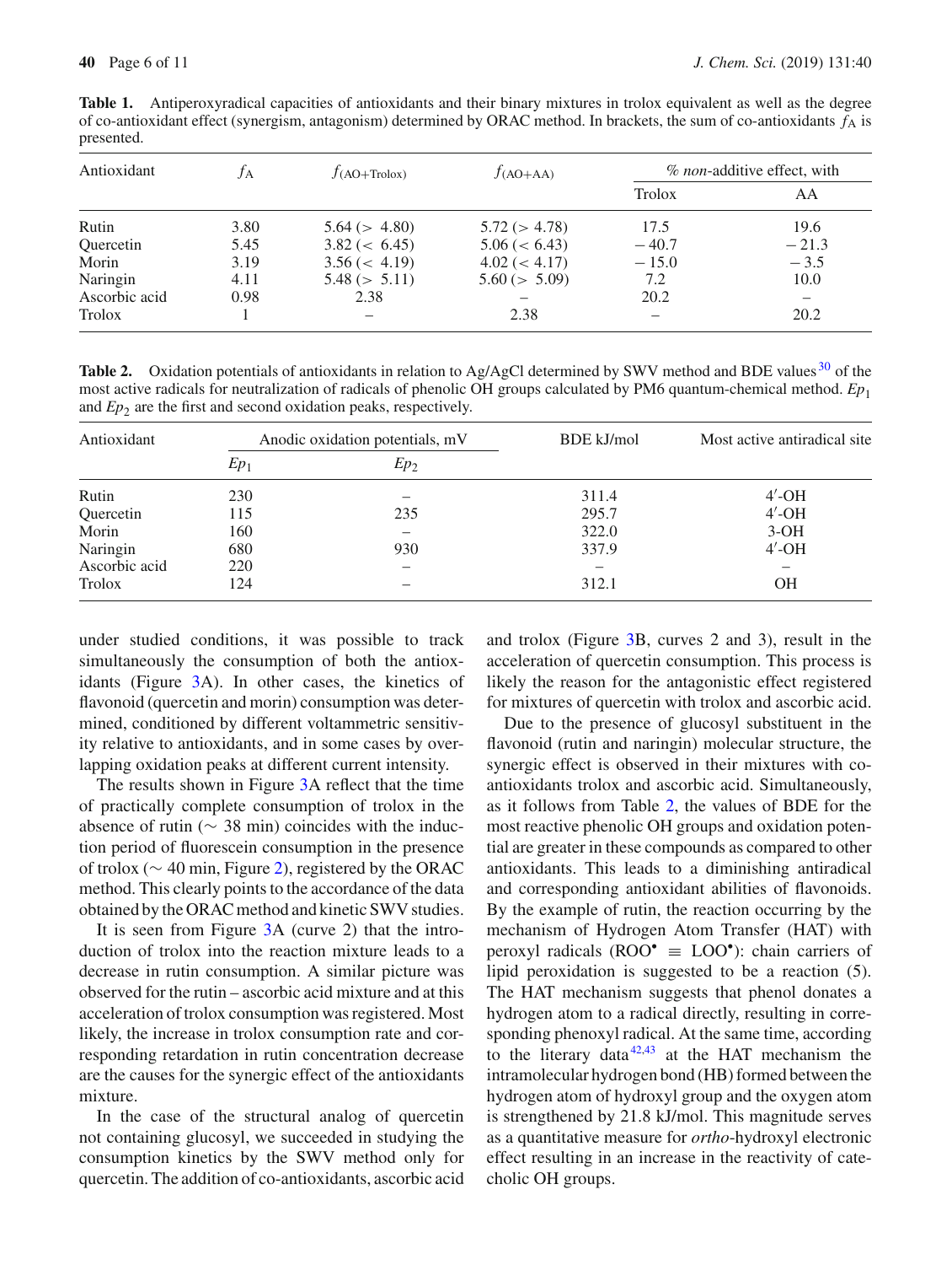**Table 1.** Antiperoxyradical capacities of antioxidants and their binary mixtures in trolox equivalent as well as the degree of co-antioxidant effect (synergism, antagonism) determined by ORAC method. In brackets, the sum of co-antioxidants $f_A$ is presented.

| Antioxidant | $f_A$ | $f_{(AO+Trolox)}$ | $f_{(AO+AA)}$ | % *non*-additive effect, with | |
|---|---|---|---|---|---|
| | | | | Trolox | AA |
| Rutin | 3.80 | 5.64 (> 4.80) | 5.72 (> 4.78) | 17.5 | 19.6 |
| Quercetin | 5.45 | 3.82 (< 6.45) | 5.06 (< 6.43) | − 40.7 | − 21.3 |
| Morin | 3.19 | 3.56 (< 4.19) | 4.02 (< 4.17) | − 15.0 | − 3.5 |
| Naringin | 4.11 | 5.48 (> 5.11) | 5.60 (> 5.09) | 7.2 | 10.0 |
| Ascorbic acid | 0.98 | 2.38 | – | 20.2 | – |
| Trolox | 1 | – | 2.38 | – | 20.2 |

**Table 2.** Oxidation potentials of antioxidants in relation to Ag/AgCl determined by SWV method and BDE values[30] of the most active radicals for neutralization of radicals of phenolic OH groups calculated by PM6 quantum-chemical method. $Ep_1$ and $Ep_2$ are the first and second oxidation peaks, respectively.

| Antioxidant | Anodic oxidation potentials, mV | | BDE kJ/mol | Most active antiradical site |
|---|---|---|---|---|
| | $Ep_1$ | $Ep_2$ | | |
| Rutin | 230 | – | 311.4 | 4′-OH |
| Quercetin | 115 | 235 | 295.7 | 4′-OH |
| Morin | 160 | – | 322.0 | 3-OH |
| Naringin | 680 | 930 | 337.9 | 4′-OH |
| Ascorbic acid | 220 | – | – | – |
| Trolox | 124 | – | 312.1 | OH |

under studied conditions, it was possible to track simultaneously the consumption of both the antioxidants (Figure 3A). In other cases, the kinetics of flavonoid (quercetin and morin) consumption was determined, conditioned by different voltammetric sensitivity relative to antioxidants, and in some cases by overlapping oxidation peaks at different current intensity.

The results shown in Figure 3A reflect that the time of practically complete consumption of trolox in the absence of rutin (∼ 38 min) coincides with the induction period of fluorescein consumption in the presence of trolox (∼ 40 min, Figure 2), registered by the ORAC method. This clearly points to the accordance of the data obtained by the ORAC method and kinetic SWV studies.

It is seen from Figure 3A (curve 2) that the introduction of trolox into the reaction mixture leads to a decrease in rutin consumption. A similar picture was observed for the rutin – ascorbic acid mixture and at this acceleration of trolox consumption was registered. Most likely, the increase in trolox consumption rate and corresponding retardation in rutin concentration decrease are the causes for the synergic effect of the antioxidants mixture.

In the case of the structural analog of quercetin not containing glucosyl, we succeeded in studying the consumption kinetics by the SWV method only for quercetin. The addition of co-antioxidants, ascorbic acid and trolox (Figure 3B, curves 2 and 3), result in the acceleration of quercetin consumption. This process is likely the reason for the antagonistic effect registered for mixtures of quercetin with trolox and ascorbic acid.

Due to the presence of glucosyl substituent in the flavonoid (rutin and naringin) molecular structure, the synergic effect is observed in their mixtures with co-antioxidants trolox and ascorbic acid. Simultaneously, as it follows from Table 2, the values of BDE for the most reactive phenolic OH groups and oxidation potential are greater in these compounds as compared to other antioxidants. This leads to a diminishing antiradical and corresponding antioxidant abilities of flavonoids. By the example of rutin, the reaction occurring by the mechanism of Hydrogen Atom Transfer (HAT) with peroxyl radicals ($ROO^\bullet \equiv LOO^\bullet$): chain carriers of lipid peroxidation is suggested to be a reaction (5). The HAT mechanism suggests that phenol donates a hydrogen atom to a radical directly, resulting in corresponding phenoxyl radical. At the same time, according to the literary data[42,43] at the HAT mechanism the intramolecular hydrogen bond (HB) formed between the hydrogen atom of hydroxyl group and the oxygen atom is strengthened by 21.8 kJ/mol. This magnitude serves as a quantitative measure for *ortho*-hydroxyl electronic effect resulting in an increase in the reactivity of catecholic OH groups.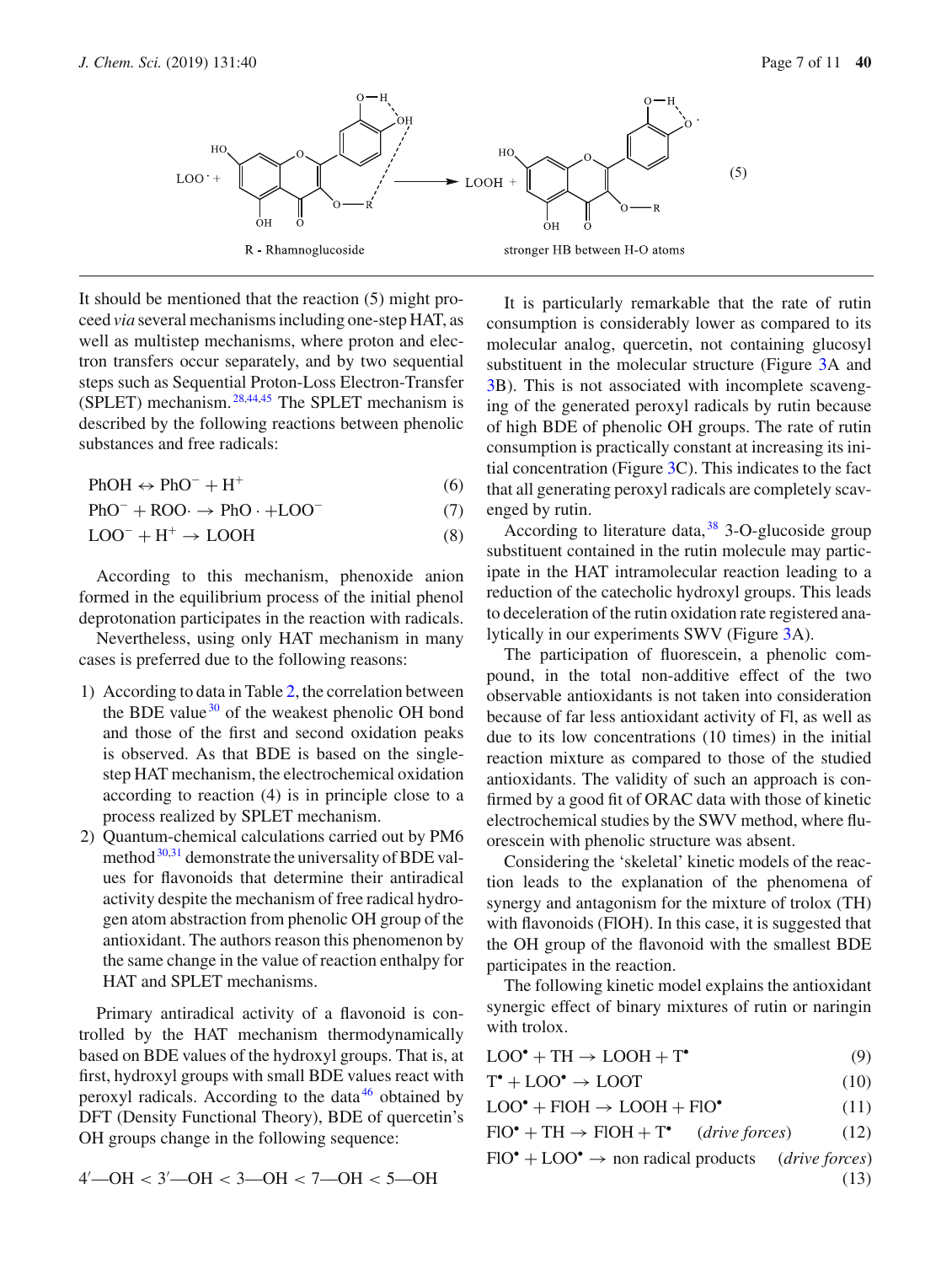LOO· + [rutin structure] → LOOH + [rutin radical structure] (5)

R - Rhamnoglucoside                stronger HB between H-O atoms

It should be mentioned that the reaction (5) might proceed *via* several mechanisms including one-step HAT, as well as multistep mechanisms, where proton and electron transfers occur separately, and by two sequential steps such as Sequential Proton-Loss Electron-Transfer (SPLET) mechanism.[28,44,45] The SPLET mechanism is described by the following reactions between phenolic substances and free radicals:

$$PhOH \leftrightarrow PhO^- + H^+ \quad (6)$$

$$PhO^- + ROO\cdot \rightarrow PhO\cdot + LOO^- \quad (7)$$

$$LOO^- + H^+ \rightarrow LOOH \quad (8)$$

According to this mechanism, phenoxide anion formed in the equilibrium process of the initial phenol deprotonation participates in the reaction with radicals.

Nevertheless, using only HAT mechanism in many cases is preferred due to the following reasons:

1) According to data in Table 2, the correlation between the BDE value[30] of the weakest phenolic OH bond and those of the first and second oxidation peaks is observed. As that BDE is based on the single-step HAT mechanism, the electrochemical oxidation according to reaction (4) is in principle close to a process realized by SPLET mechanism.
2) Quantum-chemical calculations carried out by PM6 method[30,31] demonstrate the universality of BDE values for flavonoids that determine their antiradical activity despite the mechanism of free radical hydrogen atom abstraction from phenolic OH group of the antioxidant. The authors reason this phenomenon by the same change in the value of reaction enthalpy for HAT and SPLET mechanisms.

Primary antiradical activity of a flavonoid is controlled by the HAT mechanism thermodynamically based on BDE values of the hydroxyl groups. That is, at first, hydroxyl groups with small BDE values react with peroxyl radicals. According to the data[46] obtained by DFT (Density Functional Theory), BDE of quercetin's OH groups change in the following sequence:

$$4'\text{—OH} < 3'\text{—OH} < 3\text{—OH} < 7\text{—OH} < 5\text{—OH}$$

It is particularly remarkable that the rate of rutin consumption is considerably lower as compared to its molecular analog, quercetin, not containing glucosyl substituent in the molecular structure (Figure 3A and 3B). This is not associated with incomplete scavenging of the generated peroxyl radicals by rutin because of high BDE of phenolic OH groups. The rate of rutin consumption is practically constant at increasing its initial concentration (Figure 3C). This indicates to the fact that all generating peroxyl radicals are completely scavenged by rutin.

According to literature data,[38] 3-O-glucoside group substituent contained in the rutin molecule may participate in the HAT intramolecular reaction leading to a reduction of the catecholic hydroxyl groups. This leads to deceleration of the rutin oxidation rate registered analytically in our experiments SWV (Figure 3A).

The participation of fluorescein, a phenolic compound, in the total non-additive effect of the two observable antioxidants is not taken into consideration because of far less antioxidant activity of Fl, as well as due to its low concentrations (10 times) in the initial reaction mixture as compared to those of the studied antioxidants. The validity of such an approach is confirmed by a good fit of ORAC data with those of kinetic electrochemical studies by the SWV method, where fluorescein with phenolic structure was absent.

Considering the 'skeletal' kinetic models of the reaction leads to the explanation of the phenomena of synergy and antagonism for the mixture of trolox (TH) with flavonoids (FlOH). In this case, it is suggested that the OH group of the flavonoid with the smallest BDE participates in the reaction.

The following kinetic model explains the antioxidant synergic effect of binary mixtures of rutin or naringin with trolox.

$$LOO^\bullet + TH \rightarrow LOOH + T^\bullet \quad (9)$$

$$T^\bullet + LOO^\bullet \rightarrow LOOT \quad (10)$$

$$LOO^\bullet + FlOH \rightarrow LOOH + FlO^\bullet \quad (11)$$

$$FlO^\bullet + TH \rightarrow FlOH + T^\bullet \quad (\textit{drive forces}) \quad (12)$$

$$FlO^\bullet + LOO^\bullet \rightarrow \text{non radical products} \quad (\textit{drive forces}) \quad (13)$$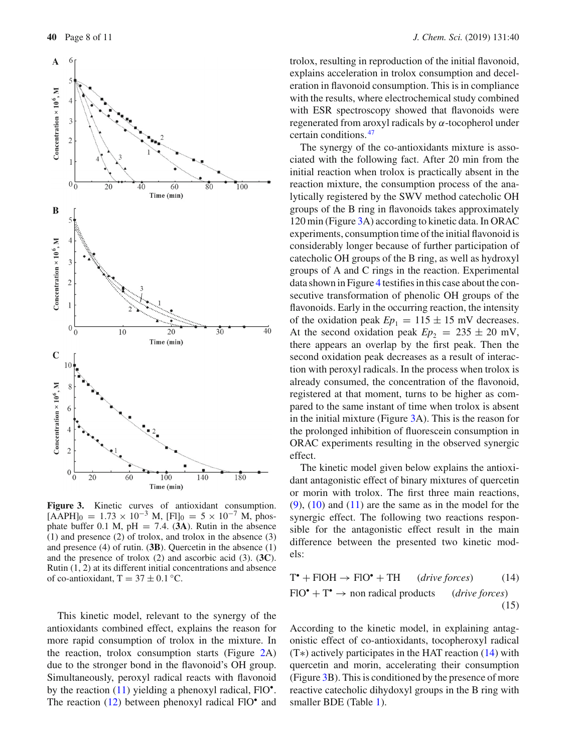Figure 3. Kinetic curves of antioxidant consumption. $[AAPH]_0 = 1.73 \times 10^{-3}$ M, $[Fl]_0 = 5 \times 10^{-7}$ M, phosphate buffer 0.1 M, pH = 7.4. (**3A**). Rutin in the absence (1) and presence (2) of trolox, and trolox in the absence (3) and presence (4) of rutin. (**3B**). Quercetin in the absence (1) and the presence of trolox (2) and ascorbic acid (3). (**3C**). Rutin (1, 2) at its different initial concentrations and absence of co-antioxidant, T = 37 ± 0.1 °C.

This kinetic model, relevant to the synergy of the antioxidants combined effect, explains the reason for more rapid consumption of trolox in the mixture. In the reaction, trolox consumption starts (Figure 2A) due to the stronger bond in the flavonoid's OH group. Simultaneously, peroxyl radical reacts with flavonoid by the reaction (11) yielding a phenoxyl radical, $FlO^{\bullet}$. The reaction (12) between phenoxyl radical $FlO^{\bullet}$ and trolox, resulting in reproduction of the initial flavonoid, explains acceleration in trolox consumption and deceleration in flavonoid consumption. This is in compliance with the results, where electrochemical study combined with ESR spectroscopy showed that flavonoids were regenerated from aroxyl radicals by $\alpha$-tocopherol under certain conditions.[47]

The synergy of the co-antioxidants mixture is associated with the following fact. After 20 min from the initial reaction when trolox is practically absent in the reaction mixture, the consumption process of the analytically registered by the SWV method catecholic OH groups of the B ring in flavonoids takes approximately 120 min (Figure 3A) according to kinetic data. In ORAC experiments, consumption time of the initial flavonoid is considerably longer because of further participation of catecholic OH groups of the B ring, as well as hydroxyl groups of A and C rings in the reaction. Experimental data shown in Figure 4 testifies in this case about the consecutive transformation of phenolic OH groups of the flavonoids. Early in the occurring reaction, the intensity of the oxidation peak $Ep_1 = 115 \pm 15$ mV decreases. At the second oxidation peak $Ep_2 = 235 \pm 20$ mV, there appears an overlap by the first peak. Then the second oxidation peak decreases as a result of interaction with peroxyl radicals. In the process when trolox is already consumed, the concentration of the flavonoid, registered at that moment, turns to be higher as compared to the same instant of time when trolox is absent in the initial mixture (Figure 3A). This is the reason for the prolonged inhibition of fluorescein consumption in ORAC experiments resulting in the observed synergic effect.

The kinetic model given below explains the antioxidant antagonistic effect of binary mixtures of quercetin or morin with trolox. The first three main reactions, (9), (10) and (11) are the same as in the model for the synergic effect. The following two reactions responsible for the antagonistic effect result in the main difference between the presented two kinetic models:

$$T^{\bullet} + FlOH \rightarrow FlO^{\bullet} + TH \qquad (drive\ forces) \qquad (14)$$

$$FlO^{\bullet} + T^{\bullet} \rightarrow \text{non radical products} \qquad (drive\ forces) \qquad (15)$$

According to the kinetic model, in explaining antagonistic effect of co-antioxidants, tocopheroxyl radical ($T*$) actively participates in the HAT reaction (14) with quercetin and morin, accelerating their consumption (Figure 3B). This is conditioned by the presence of more reactive catecholic dihydoxyl groups in the B ring with smaller BDE (Table 1).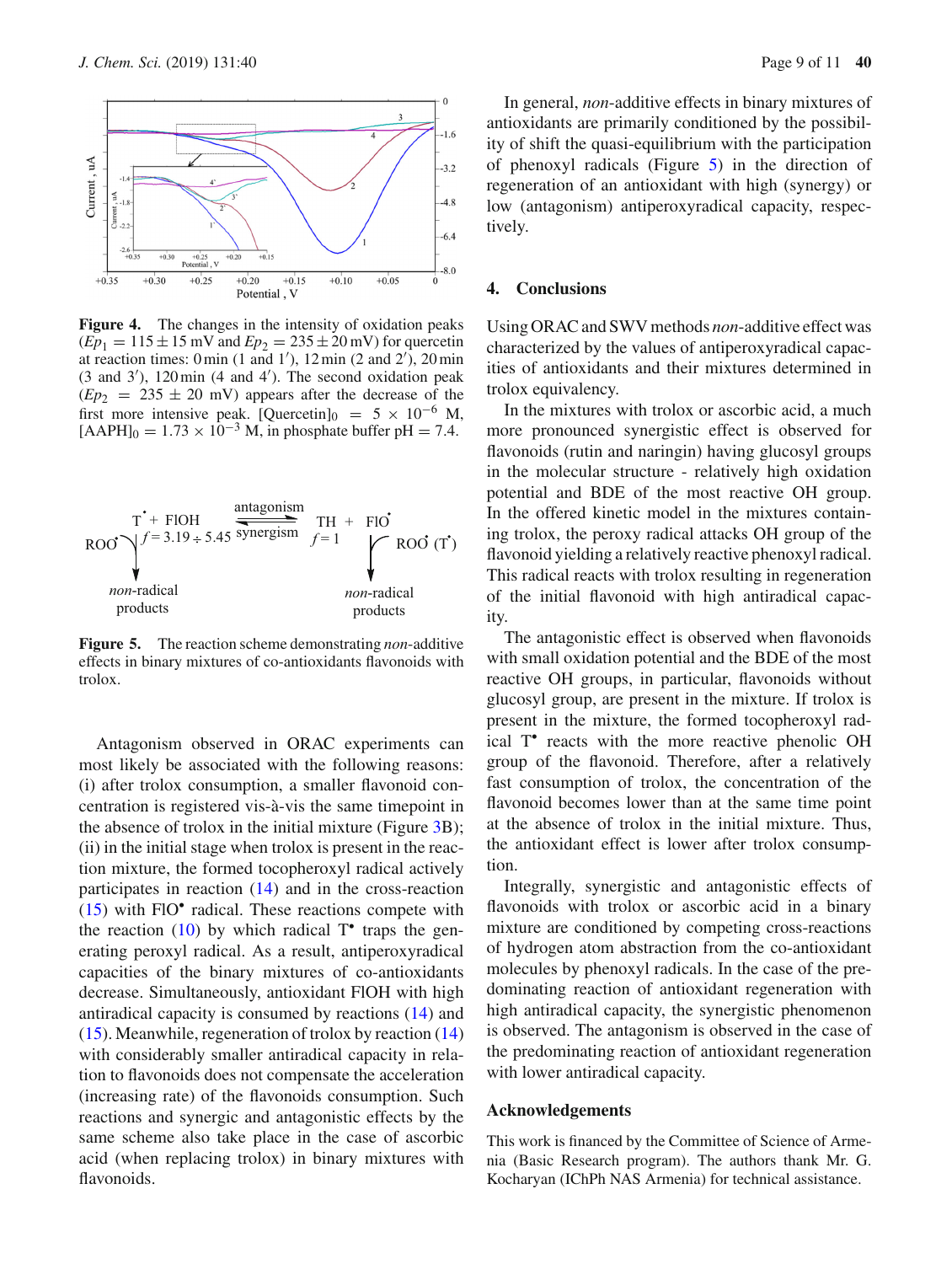**Figure 4.** The changes in the intensity of oxidation peaks ($Ep_1 = 115 \pm 15$ mV and $Ep_2 = 235 \pm 20$ mV) for quercetin at reaction times: 0 min (1 and 1′), 12 min (2 and 2′), 20 min (3 and 3′), 120 min (4 and 4′). The second oxidation peak ($Ep_2 = 235 \pm 20$ mV) appears after the decrease of the first more intensive peak. $[\text{Quercetin}]_0 = 5 \times 10^{-6}$ M, $[\text{AAPH}]_0 = 1.73 \times 10^{-3}$ M, in phosphate buffer pH = 7.4.

**Figure 5.** The reaction scheme demonstrating *non*-additive effects in binary mixtures of co-antioxidants flavonoids with trolox.

Antagonism observed in ORAC experiments can most likely be associated with the following reasons: (i) after trolox consumption, a smaller flavonoid concentration is registered vis-à-vis the same timepoint in the absence of trolox in the initial mixture (Figure 3B); (ii) in the initial stage when trolox is present in the reaction mixture, the formed tocopheroxyl radical actively participates in reaction (14) and in the cross-reaction (15) with $FlO^{\bullet}$ radical. These reactions compete with the reaction (10) by which radical $T^{\bullet}$ traps the generating peroxyl radical. As a result, antiperoxyradical capacities of the binary mixtures of co-antioxidants decrease. Simultaneously, antioxidant FlOH with high antiradical capacity is consumed by reactions (14) and (15). Meanwhile, regeneration of trolox by reaction (14) with considerably smaller antiradical capacity in relation to flavonoids does not compensate the acceleration (increasing rate) of the flavonoids consumption. Such reactions and synergic and antagonistic effects by the same scheme also take place in the case of ascorbic acid (when replacing trolox) in binary mixtures with flavonoids.

In general, *non*-additive effects in binary mixtures of antioxidants are primarily conditioned by the possibility of shift the quasi-equilibrium with the participation of phenoxyl radicals (Figure 5) in the direction of regeneration of an antioxidant with high (synergy) or low (antagonism) antiperoxyradical capacity, respectively.

## 4. Conclusions

Using ORAC and SWV methods *non*-additive effect was characterized by the values of antiperoxyradical capacities of antioxidants and their mixtures determined in trolox equivalency.

In the mixtures with trolox or ascorbic acid, a much more pronounced synergistic effect is observed for flavonoids (rutin and naringin) having glucosyl groups in the molecular structure - relatively high oxidation potential and BDE of the most reactive OH group. In the offered kinetic model in the mixtures containing trolox, the peroxy radical attacks OH group of the flavonoid yielding a relatively reactive phenoxyl radical. This radical reacts with trolox resulting in regeneration of the initial flavonoid with high antiradical capacity.

The antagonistic effect is observed when flavonoids with small oxidation potential and the BDE of the most reactive OH groups, in particular, flavonoids without glucosyl group, are present in the mixture. If trolox is present in the mixture, the formed tocopheroxyl radical $T^{\bullet}$ reacts with the more reactive phenolic OH group of the flavonoid. Therefore, after a relatively fast consumption of trolox, the concentration of the flavonoid becomes lower than at the same time point at the absence of trolox in the initial mixture. Thus, the antioxidant effect is lower after trolox consumption.

Integrally, synergistic and antagonistic effects of flavonoids with trolox or ascorbic acid in a binary mixture are conditioned by competing cross-reactions of hydrogen atom abstraction from the co-antioxidant molecules by phenoxyl radicals. In the case of the predominating reaction of antioxidant regeneration with high antiradical capacity, the synergistic phenomenon is observed. The antagonism is observed in the case of the predominating reaction of antioxidant regeneration with lower antiradical capacity.

### Acknowledgements

This work is financed by the Committee of Science of Armenia (Basic Research program). The authors thank Mr. G. Kocharyan (IChPh NAS Armenia) for technical assistance.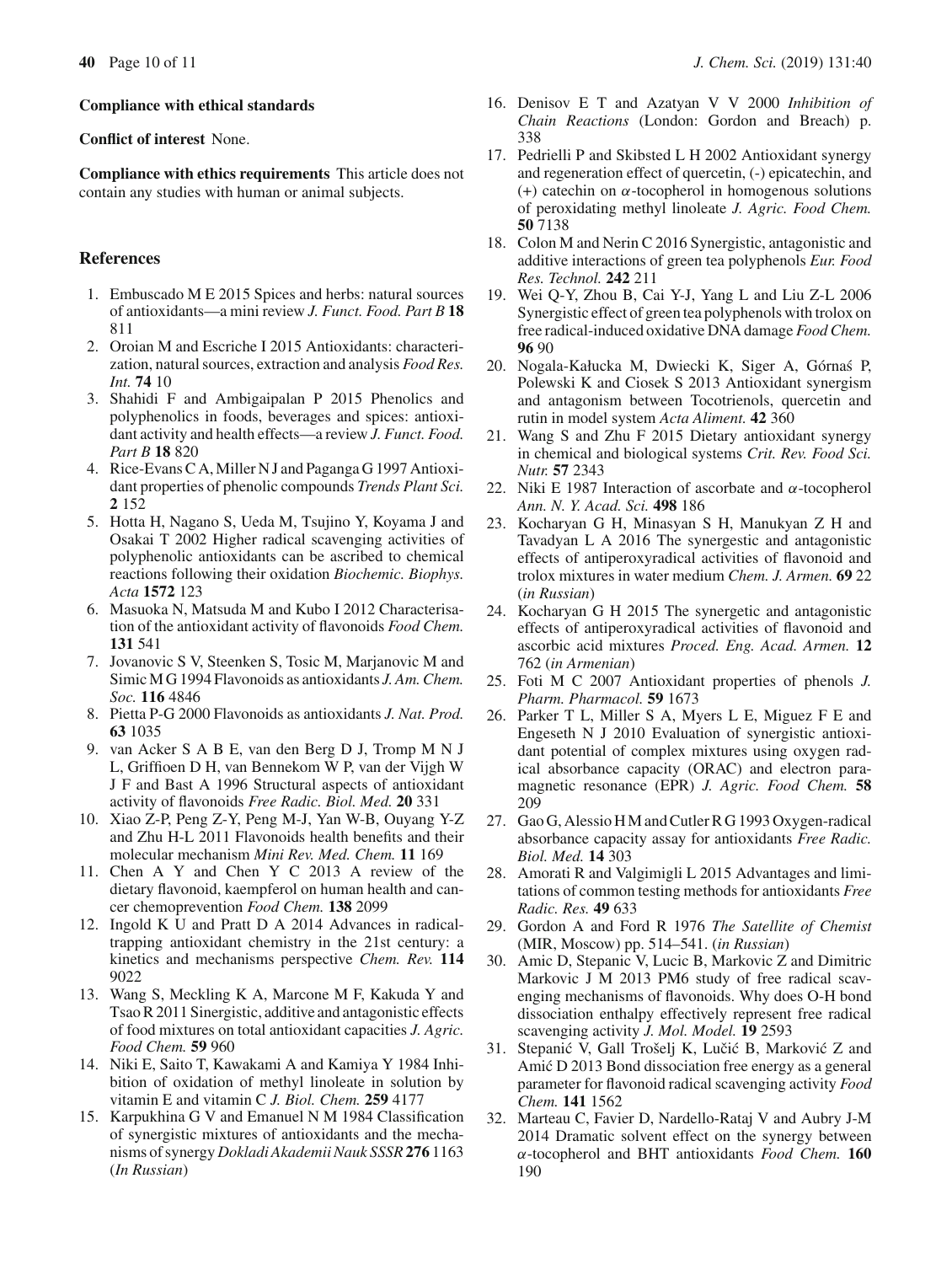**Compliance with ethical standards**

**Conflict of interest** None.

**Compliance with ethics requirements** This article does not contain any studies with human or animal subjects.

## References

1. Embuscado M E 2015 Spices and herbs: natural sources of antioxidants—a mini review *J. Funct. Food. Part B* **18** 811
2. Oroian M and Escriche I 2015 Antioxidants: characterization, natural sources, extraction and analysis *Food Res. Int.* **74** 10
3. Shahidi F and Ambigaipalan P 2015 Phenolics and polyphenolics in foods, beverages and spices: antioxidant activity and health effects—a review *J. Funct. Food. Part B* **18** 820
4. Rice-Evans C A, Miller N J and Paganga G 1997 Antioxidant properties of phenolic compounds *Trends Plant Sci.* **2** 152
5. Hotta H, Nagano S, Ueda M, Tsujino Y, Koyama J and Osakai T 2002 Higher radical scavenging activities of polyphenolic antioxidants can be ascribed to chemical reactions following their oxidation *Biochemic. Biophys. Acta* **1572** 123
6. Masuoka N, Matsuda M and Kubo I 2012 Characterisation of the antioxidant activity of flavonoids *Food Chem.* **131** 541
7. Jovanovic S V, Steenken S, Tosic M, Marjanovic M and Simic M G 1994 Flavonoids as antioxidants *J. Am. Chem. Soc.* **116** 4846
8. Pietta P-G 2000 Flavonoids as antioxidants *J. Nat. Prod.* **63** 1035
9. van Acker S A B E, van den Berg D J, Tromp M N J L, Griffioen D H, van Bennekom W P, van der Vijgh W J F and Bast A 1996 Structural aspects of antioxidant activity of flavonoids *Free Radic. Biol. Med.* **20** 331
10. Xiao Z-P, Peng Z-Y, Peng M-J, Yan W-B, Ouyang Y-Z and Zhu H-L 2011 Flavonoids health benefits and their molecular mechanism *Mini Rev. Med. Chem.* **11** 169
11. Chen A Y and Chen Y C 2013 A review of the dietary flavonoid, kaempferol on human health and cancer chemoprevention *Food Chem.* **138** 2099
12. Ingold K U and Pratt D A 2014 Advances in radical-trapping antioxidant chemistry in the 21st century: a kinetics and mechanisms perspective *Chem. Rev.* **114** 9022
13. Wang S, Meckling K A, Marcone M F, Kakuda Y and Tsao R 2011 Sinergistic, additive and antagonistic effects of food mixtures on total antioxidant capacities *J. Agric. Food Chem.* **59** 960
14. Niki E, Saito T, Kawakami A and Kamiya Y 1984 Inhibition of oxidation of methyl linoleate in solution by vitamin E and vitamin C *J. Biol. Chem.* **259** 4177
15. Karpukhina G V and Emanuel N M 1984 Classification of synergistic mixtures of antioxidants and the mechanisms of synergy *Doklady Akademii Nauk SSSR* **276** 1163 (*In Russian*)
16. Denisov E T and Azatyan V V 2000 *Inhibition of Chain Reactions* (London: Gordon and Breach) p. 338
17. Pedrielli P and Skibsted L H 2002 Antioxidant synergy and regeneration effect of quercetin, (-) epicatechin, and (+) catechin on $\alpha$-tocopherol in homogenous solutions of peroxidating methyl linoleate *J. Agric. Food Chem.* **50** 7138
18. Colon M and Nerin C 2016 Synergistic, antagonistic and additive interactions of green tea polyphenols *Eur. Food Res. Technol.* **242** 211
19. Wei Q-Y, Zhou B, Cai Y-J, Yang L and Liu Z-L 2006 Synergistic effect of green tea polyphenols with trolox on free radical-induced oxidative DNA damage *Food Chem.* **96** 90
20. Nogala-Kałucka M, Dwiecki K, Siger A, Górnaś P, Polewski K and Ciosek S 2013 Antioxidant synergism and antagonism between Tocotrienols, quercetin and rutin in model system *Acta Aliment.* **42** 360
21. Wang S and Zhu F 2015 Dietary antioxidant synergy in chemical and biological systems *Crit. Rev. Food Sci. Nutr.* **57** 2343
22. Niki E 1987 Interaction of ascorbate and $\alpha$-tocopherol *Ann. N. Y. Acad. Sci.* **498** 186
23. Kocharyan G H, Minasyan S H, Manukyan Z H and Tavadyan L A 2016 The synergestic and antagonistic effects of antiperoxyradical activities of flavonoid and trolox mixtures in water medium *Chem. J. Armen.* **69** 22 (*in Russian*)
24. Kocharyan G H 2015 The synergetic and antagonistic effects of antiperoxyradical activities of flavonoid and ascorbic acid mixtures *Proced. Eng. Acad. Armen.* **12** 762 (*in Armenian*)
25. Foti M C 2007 Antioxidant properties of phenols *J. Pharm. Pharmacol.* **59** 1673
26. Parker T L, Miller S A, Myers L E, Miguez F E and Engeseth N J 2010 Evaluation of synergistic antioxidant potential of complex mixtures using oxygen radical absorbance capacity (ORAC) and electron paramagnetic resonance (EPR) *J. Agric. Food Chem.* **58** 209
27. Gao G, Alessio H M and Cutler R G 1993 Oxygen-radical absorbance capacity assay for antioxidants *Free Radic. Biol. Med.* **14** 303
28. Amorati R and Valgimigli L 2015 Advantages and limitations of common testing methods for antioxidants *Free Radic. Res.* **49** 633
29. Gordon A and Ford R 1976 *The Satellite of Chemist* (MIR, Moscow) pp. 514–541. (*in Russian*)
30. Amic D, Stepanic V, Lucic B, Markovic Z and Dimitric Markovic J M 2013 PM6 study of free radical scavenging mechanisms of flavonoids. Why does O-H bond dissociation enthalpy effectively represent free radical scavenging activity *J. Mol. Model.* **19** 2593
31. Stepanić V, Gall Trošelj K, Lučić B, Marković Z and Amić D 2013 Bond dissociation free energy as a general parameter for flavonoid radical scavenging activity *Food Chem.* **141** 1562
32. Marteau C, Favier D, Nardello-Rataj V and Aubry J-M 2014 Dramatic solvent effect on the synergy between $\alpha$-tocopherol and BHT antioxidants *Food Chem.* **160** 190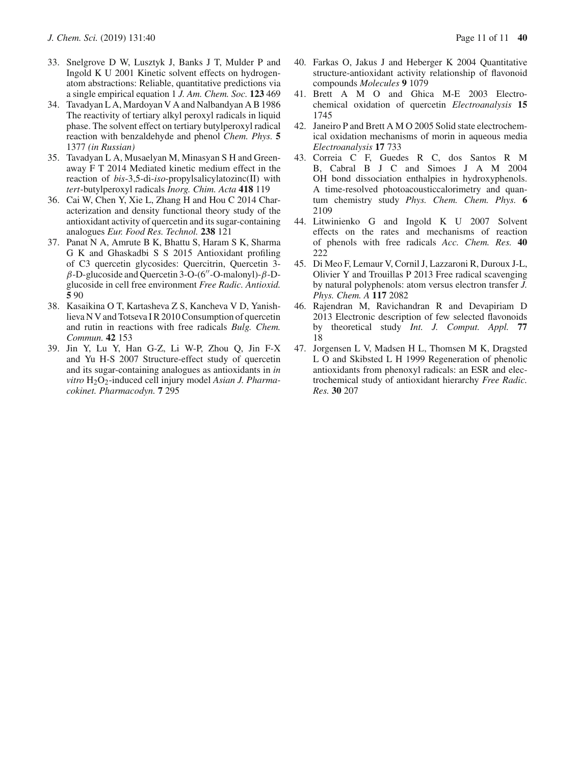33. Snelgrove D W, Lusztyk J, Banks J T, Mulder P and Ingold K U 2001 Kinetic solvent effects on hydrogen-atom abstractions: Reliable, quantitative predictions via a single empirical equation 1 *J. Am. Chem. Soc.* **123** 469
34. Tavadyan L A, Mardoyan V A and Nalbandyan A B 1986 The reactivity of tertiary alkyl peroxyl radicals in liquid phase. The solvent effect on tertiary butylperoxyl radical reaction with benzaldehyde and phenol *Chem. Phys.* **5** 1377 *(in Russian)*
35. Tavadyan L A, Musaelyan M, Minasyan S H and Greenaway F T 2014 Mediated kinetic medium effect in the reaction of *bis*-3,5-di-*iso*-propylsalicylatozinc(II) with *tert*-butylperoxyl radicals *Inorg. Chim. Acta* **418** 119
36. Cai W, Chen Y, Xie L, Zhang H and Hou C 2014 Characterization and density functional theory study of the antioxidant activity of quercetin and its sugar-containing analogues *Eur. Food Res. Technol.* **238** 121
37. Panat N A, Amrute B K, Bhattu S, Haram S K, Sharma G K and Ghaskadbi S S 2015 Antioxidant profiling of C3 quercetin glycosides: Quercitrin, Quercetin 3-$\beta$-D-glucoside and Quercetin 3-O-(6″-O-malonyl)-$\beta$-D-glucoside in cell free environment *Free Radic. Antioxid.* **5** 90
38. Kasaikina O T, Kartasheva Z S, Kancheva V D, Yanishlieva N V and Totseva I R 2010 Consumption of quercetin and rutin in reactions with free radicals *Bulg. Chem. Commun.* **42** 153
39. Jin Y, Lu Y, Han G-Z, Li W-P, Zhou Q, Jin F-X and Yu H-S 2007 Structure-effect study of quercetin and its sugar-containing analogues as antioxidants in *in vitro* $H_2O_2$-induced cell injury model *Asian J. Pharmacokinet. Pharmacodyn.* **7** 295
40. Farkas O, Jakus J and Heberger K 2004 Quantitative structure-antioxidant activity relationship of flavonoid compounds *Molecules* **9** 1079
41. Brett A M O and Ghica M-E 2003 Electrochemical oxidation of quercetin *Electroanalysis* **15** 1745
42. Janeiro P and Brett A M O 2005 Solid state electrochemical oxidation mechanisms of morin in aqueous media *Electroanalysis* **17** 733
43. Correia C F, Guedes R C, dos Santos R M B, Cabral B J C and Simoes J A M 2004 OH bond dissociation enthalpies in hydroxyphenols. A time-resolved photoacousticcalorimetry and quantum chemistry study *Phys. Chem. Chem. Phys.* **6** 2109
44. Litwinienko G and Ingold K U 2007 Solvent effects on the rates and mechanisms of reaction of phenols with free radicals *Acc. Chem. Res.* **40** 222
45. Di Meo F, Lemaur V, Cornil J, Lazzaroni R, Duroux J-L, Olivier Y and Trouillas P 2013 Free radical scavenging by natural polyphenols: atom versus electron transfer *J. Phys. Chem. A* **117** 2082
46. Rajendran M, Ravichandran R and Devapiriam D 2013 Electronic description of few selected flavonoids by theoretical study *Int. J. Comput. Appl.* **77** 18
47. Jorgensen L V, Madsen H L, Thomsen M K, Dragsted L O and Skibsted L H 1999 Regeneration of phenolic antioxidants from phenoxyl radicals: an ESR and electrochemical study of antioxidant hierarchy *Free Radic. Res.* **30** 207